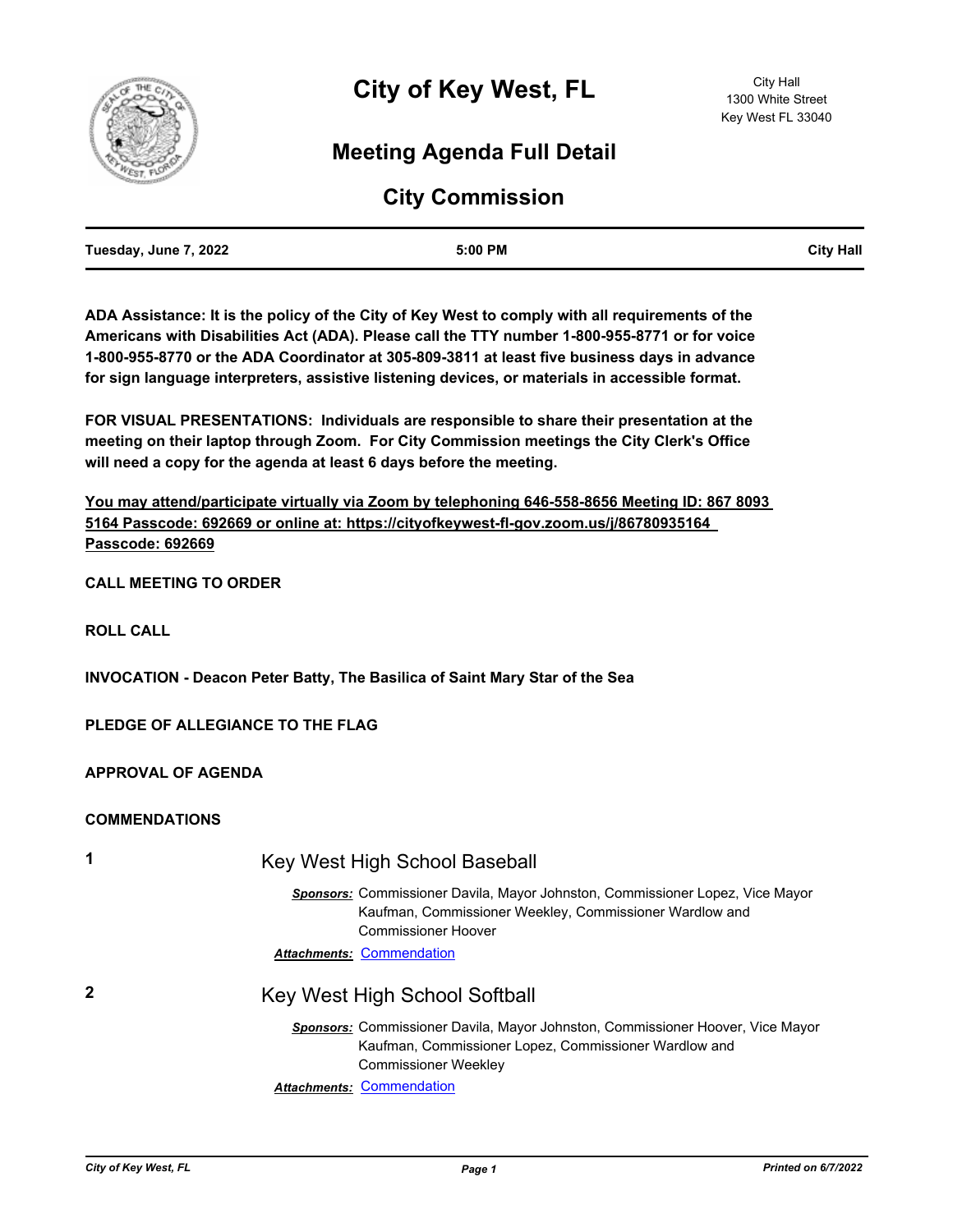# City of Key West, FL

City Hall
1300 White Street
Key West FL 33040

## Meeting Agenda Full Detail

## City Commission

| Tuesday, June 7, 2022 | 5:00 PM | City Hall |
|---|---|---|

**ADA Assistance: It is the policy of the City of Key West to comply with all requirements of the Americans with Disabilities Act (ADA). Please call the TTY number 1-800-955-8771 or for voice 1-800-955-8770 or the ADA Coordinator at 305-809-3811 at least five business days in advance for sign language interpreters, assistive listening devices, or materials in accessible format.**

**FOR VISUAL PRESENTATIONS: Individuals are responsible to share their presentation at the meeting on their laptop through Zoom. For City Commission meetings the City Clerk's Office will need a copy for the agenda at least 6 days before the meeting.**

**<u>You may attend/participate virtually via Zoom by telephoning 646-558-8656 Meeting ID: 867 8093 5164 Passcode: 692669 or online at: https://cityofkeywest-fl-gov.zoom.us/j/86780935164 Passcode: 692669</u>**

**CALL MEETING TO ORDER**

**ROLL CALL**

**INVOCATION - Deacon Peter Batty, The Basilica of Saint Mary Star of the Sea**

**PLEDGE OF ALLEGIANCE TO THE FLAG**

**APPROVAL OF AGENDA**

**COMMENDATIONS**

**1** Key West High School Baseball

***Sponsors:*** Commissioner Davila, Mayor Johnston, Commissioner Lopez, Vice Mayor Kaufman, Commissioner Weekley, Commissioner Wardlow and Commissioner Hoover

***Attachments:*** Commendation

**2** Key West High School Softball

***Sponsors:*** Commissioner Davila, Mayor Johnston, Commissioner Hoover, Vice Mayor Kaufman, Commissioner Lopez, Commissioner Wardlow and Commissioner Weekley

***Attachments:*** Commendation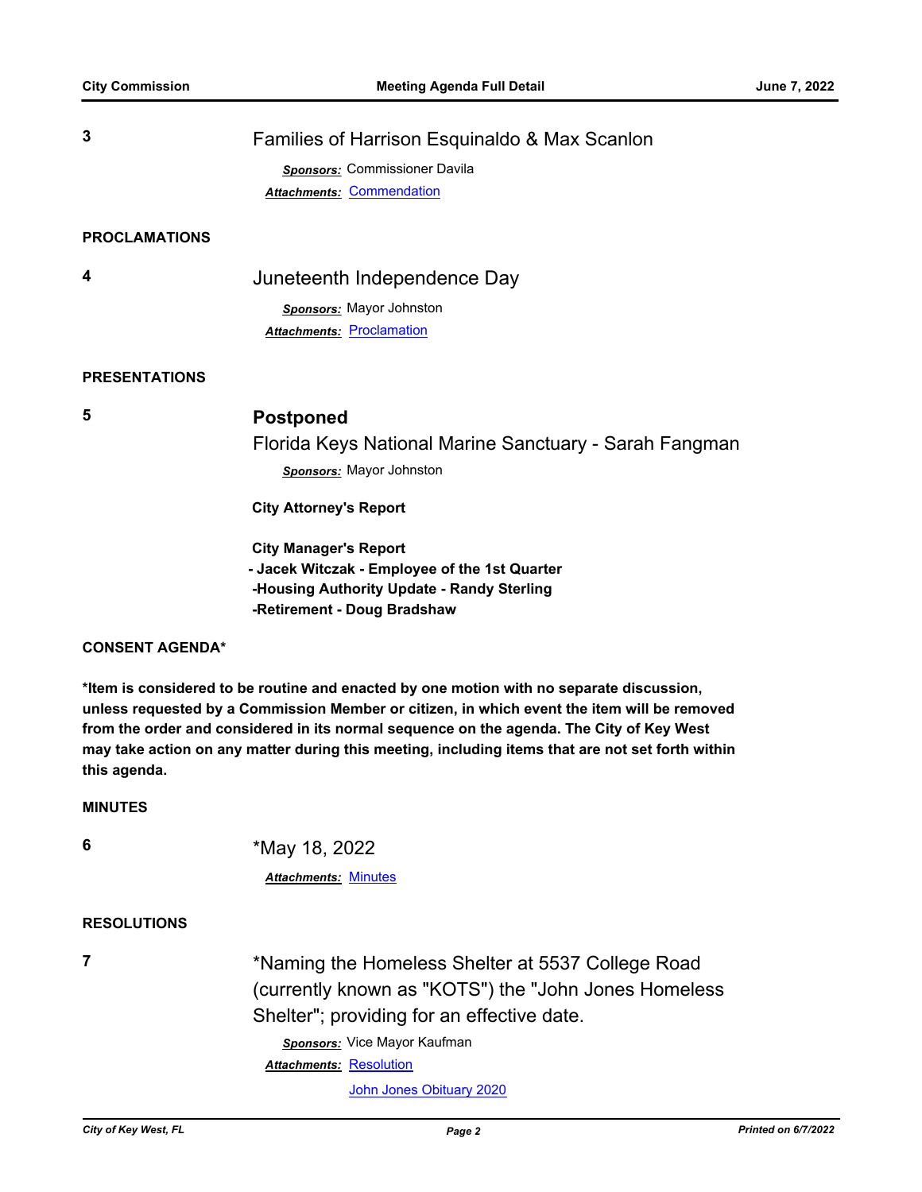**3** Families of Harrison Esquinaldo & Max Scanlon

***Sponsors:*** Commissioner Davila

***Attachments:*** Commendation

## PROCLAMATIONS

**4** Juneteenth Independence Day

***Sponsors:*** Mayor Johnston

***Attachments:*** Proclamation

## PRESENTATIONS

**5** **Postponed**

Florida Keys National Marine Sanctuary - Sarah Fangman

***Sponsors:*** Mayor Johnston

**City Attorney's Report**

**City Manager's Report**

**- Jacek Witczak - Employee of the 1st Quarter**

**-Housing Authority Update - Randy Sterling**

**-Retirement - Doug Bradshaw**

## CONSENT AGENDA*

**\*Item is considered to be routine and enacted by one motion with no separate discussion, unless requested by a Commission Member or citizen, in which event the item will be removed from the order and considered in its normal sequence on the agenda. The City of Key West may take action on any matter during this meeting, including items that are not set forth within this agenda.**

## MINUTES

**6** *May 18, 2022

***Attachments:*** Minutes

## RESOLUTIONS

**7** *Naming the Homeless Shelter at 5537 College Road (currently known as "KOTS") the "John Jones Homeless Shelter"; providing for an effective date.

***Sponsors:*** Vice Mayor Kaufman

***Attachments:*** Resolution

John Jones Obituary 2020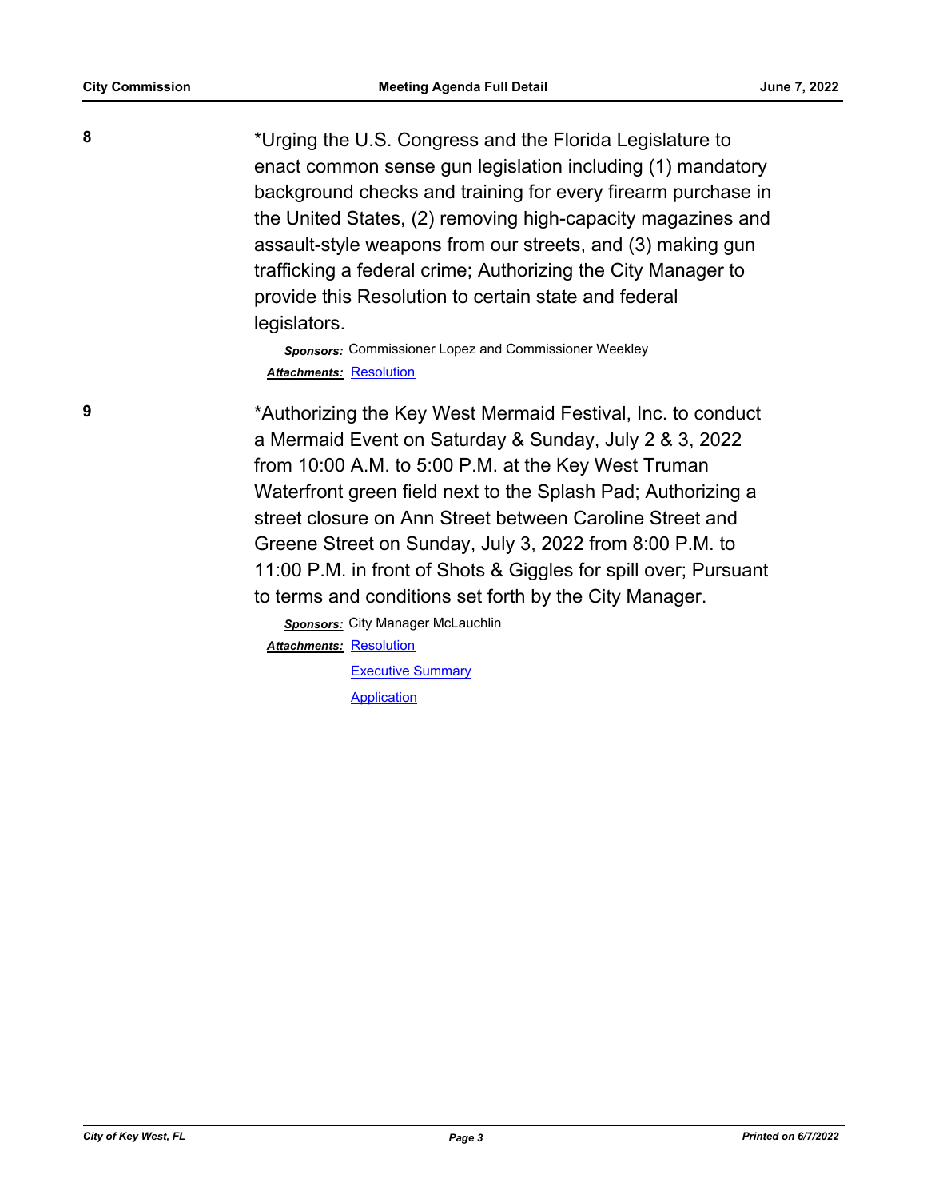**8**

*Urging the U.S. Congress and the Florida Legislature to enact common sense gun legislation including (1) mandatory background checks and training for every firearm purchase in the United States, (2) removing high-capacity magazines and assault-style weapons from our streets, and (3) making gun trafficking a federal crime; Authorizing the City Manager to provide this Resolution to certain state and federal legislators.

***Sponsors:*** Commissioner Lopez and Commissioner Weekley

***Attachments:*** Resolution

**9**

*Authorizing the Key West Mermaid Festival, Inc. to conduct a Mermaid Event on Saturday & Sunday, July 2 & 3, 2022 from 10:00 A.M. to 5:00 P.M. at the Key West Truman Waterfront green field next to the Splash Pad; Authorizing a street closure on Ann Street between Caroline Street and Greene Street on Sunday, July 3, 2022 from 8:00 P.M. to 11:00 P.M. in front of Shots & Giggles for spill over; Pursuant to terms and conditions set forth by the City Manager.

***Sponsors:*** City Manager McLauchlin

***Attachments:*** Resolution
Executive Summary
Application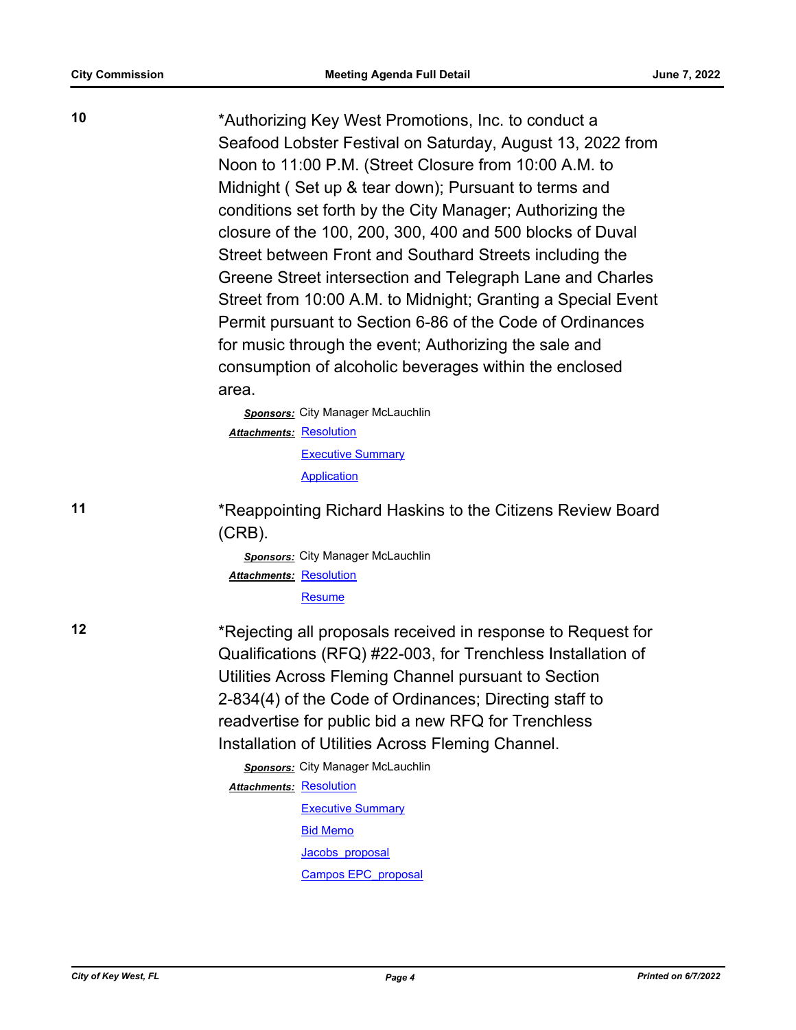**10**

*Authorizing Key West Promotions, Inc. to conduct a Seafood Lobster Festival on Saturday, August 13, 2022 from Noon to 11:00 P.M. (Street Closure from 10:00 A.M. to Midnight ( Set up & tear down); Pursuant to terms and conditions set forth by the City Manager; Authorizing the closure of the 100, 200, 300, 400 and 500 blocks of Duval Street between Front and Southard Streets including the Greene Street intersection and Telegraph Lane and Charles Street from 10:00 A.M. to Midnight; Granting a Special Event Permit pursuant to Section 6-86 of the Code of Ordinances for music through the event; Authorizing the sale and consumption of alcoholic beverages within the enclosed area.

***Sponsors:*** City Manager McLauchlin

***Attachments:*** Resolution
Executive Summary
Application

**11**

*Reappointing Richard Haskins to the Citizens Review Board (CRB).

***Sponsors:*** City Manager McLauchlin

***Attachments:*** Resolution
Resume

**12**

*Rejecting all proposals received in response to Request for Qualifications (RFQ) #22-003, for Trenchless Installation of Utilities Across Fleming Channel pursuant to Section 2-834(4) of the Code of Ordinances; Directing staff to readvertise for public bid a new RFQ for Trenchless Installation of Utilities Across Fleming Channel.

***Sponsors:*** City Manager McLauchlin

***Attachments:*** Resolution
Executive Summary
Bid Memo
Jacobs_proposal
Campos EPC_proposal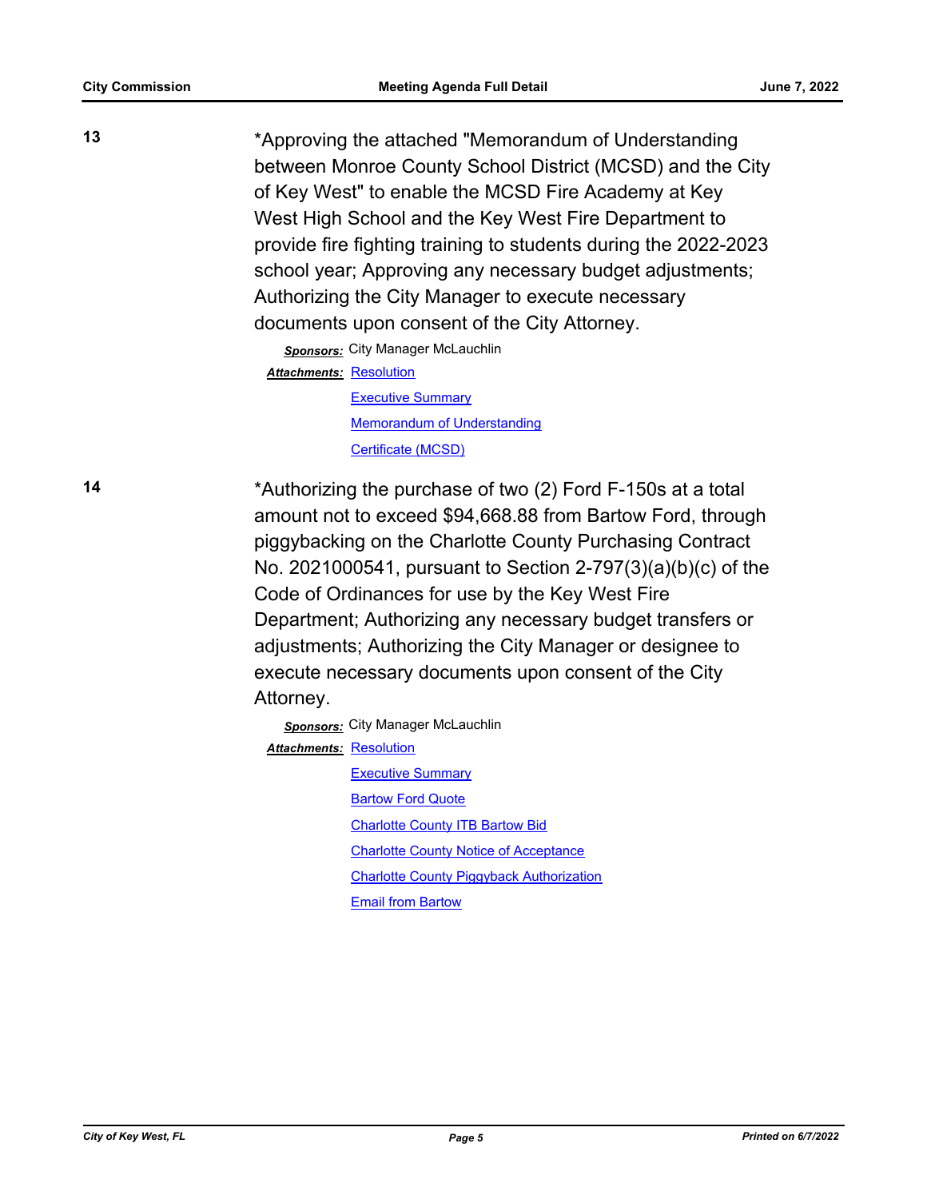**13**

*Approving the attached "Memorandum of Understanding between Monroe County School District (MCSD) and the City of Key West" to enable the MCSD Fire Academy at Key West High School and the Key West Fire Department to provide fire fighting training to students during the 2022-2023 school year; Approving any necessary budget adjustments; Authorizing the City Manager to execute necessary documents upon consent of the City Attorney.

***Sponsors:*** City Manager McLauchlin

***Attachments:*** Resolution
Executive Summary
Memorandum of Understanding
Certificate (MCSD)

**14**

*Authorizing the purchase of two (2) Ford F-150s at a total amount not to exceed $94,668.88 from Bartow Ford, through piggybacking on the Charlotte County Purchasing Contract No. 2021000541, pursuant to Section 2-797(3)(a)(b)(c) of the Code of Ordinances for use by the Key West Fire Department; Authorizing any necessary budget transfers or adjustments; Authorizing the City Manager or designee to execute necessary documents upon consent of the City Attorney.

***Sponsors:*** City Manager McLauchlin

***Attachments:*** Resolution
Executive Summary
Bartow Ford Quote
Charlotte County ITB Bartow Bid
Charlotte County Notice of Acceptance
Charlotte County Piggyback Authorization
Email from Bartow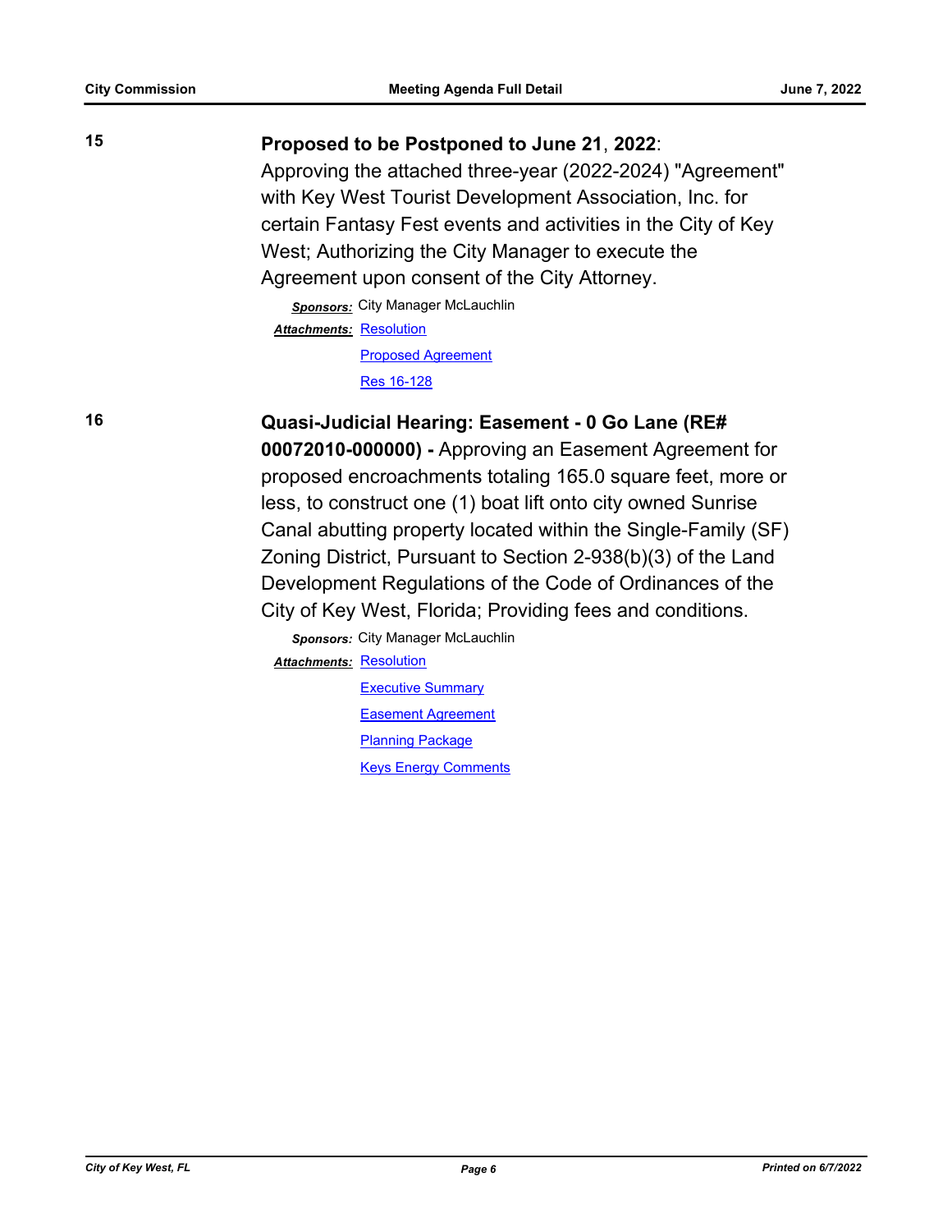**15**

**Proposed to be Postponed to June 21, 2022**:
Approving the attached three-year (2022-2024) "Agreement" with Key West Tourist Development Association, Inc. for certain Fantasy Fest events and activities in the City of Key West; Authorizing the City Manager to execute the Agreement upon consent of the City Attorney.

***Sponsors:*** City Manager McLauchlin

***Attachments:*** Resolution
Proposed Agreement
Res 16-128

**16**

**Quasi-Judicial Hearing: Easement - 0 Go Lane (RE# 00072010-000000) -** Approving an Easement Agreement for proposed encroachments totaling 165.0 square feet, more or less, to construct one (1) boat lift onto city owned Sunrise Canal abutting property located within the Single-Family (SF) Zoning District, Pursuant to Section 2-938(b)(3) of the Land Development Regulations of the Code of Ordinances of the City of Key West, Florida; Providing fees and conditions.

***Sponsors:*** City Manager McLauchlin

***Attachments:*** Resolution
Executive Summary
Easement Agreement
Planning Package
Keys Energy Comments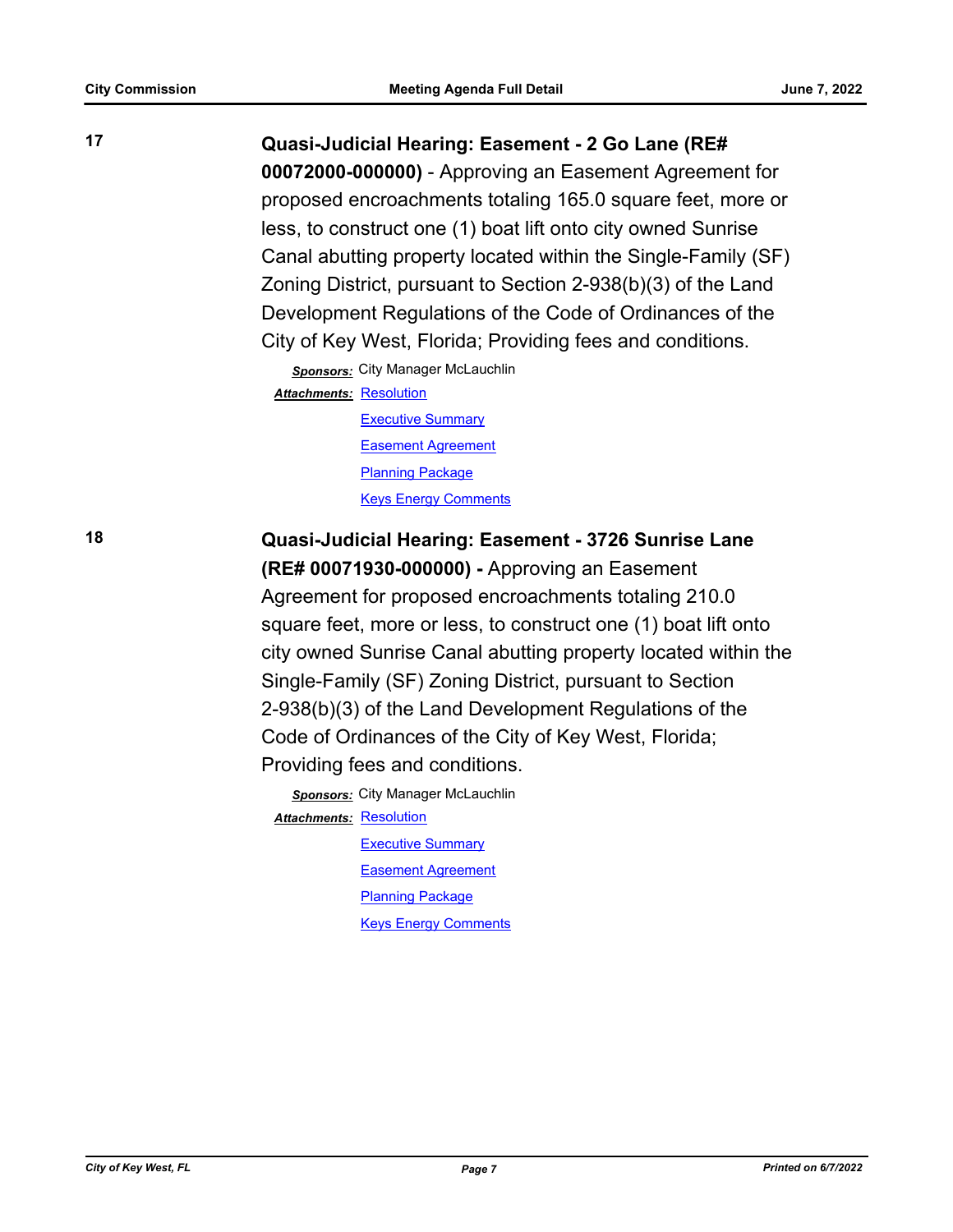**17** **Quasi-Judicial Hearing: Easement - 2 Go Lane (RE# 00072000-000000)** - Approving an Easement Agreement for proposed encroachments totaling 165.0 square feet, more or less, to construct one (1) boat lift onto city owned Sunrise Canal abutting property located within the Single-Family (SF) Zoning District, pursuant to Section 2-938(b)(3) of the Land Development Regulations of the Code of Ordinances of the City of Key West, Florida; Providing fees and conditions.

***Sponsors:*** City Manager McLauchlin

***Attachments:*** Resolution
Executive Summary
Easement Agreement
Planning Package
Keys Energy Comments

**18** **Quasi-Judicial Hearing: Easement - 3726 Sunrise Lane (RE# 00071930-000000) -** Approving an Easement Agreement for proposed encroachments totaling 210.0 square feet, more or less, to construct one (1) boat lift onto city owned Sunrise Canal abutting property located within the Single-Family (SF) Zoning District, pursuant to Section 2-938(b)(3) of the Land Development Regulations of the Code of Ordinances of the City of Key West, Florida; Providing fees and conditions.

***Sponsors:*** City Manager McLauchlin

***Attachments:*** Resolution
Executive Summary
Easement Agreement
Planning Package
Keys Energy Comments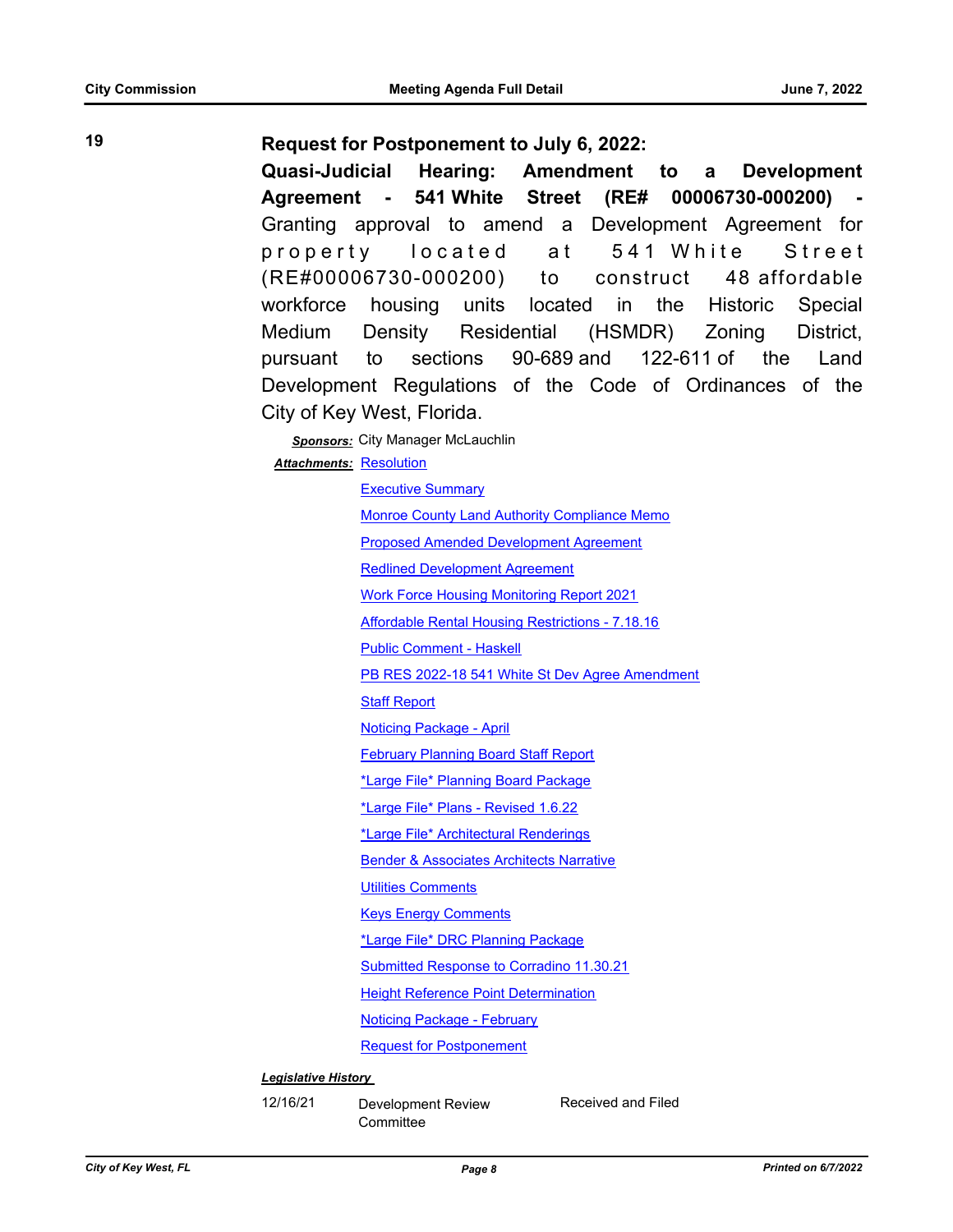**19**

**Request for Postponement to July 6, 2022:**

**Quasi-Judicial Hearing: Amendment to a Development Agreement - 541 White Street (RE# 00006730-000200) -** Granting approval to amend a Development Agreement for property located at 541 White Street (RE#00006730-000200) to construct 48 affordable workforce housing units located in the Historic Special Medium Density Residential (HSMDR) Zoning District, pursuant to sections 90-689 and 122-611 of the Land Development Regulations of the Code of Ordinances of the City of Key West, Florida.

***Sponsors:*** City Manager McLauchlin

***Attachments:*** Resolution
Executive Summary
Monroe County Land Authority Compliance Memo
Proposed Amended Development Agreement
Redlined Development Agreement
Work Force Housing Monitoring Report 2021
Affordable Rental Housing Restrictions - 7.18.16
Public Comment - Haskell
PB RES 2022-18 541 White St Dev Agree Amendment
Staff Report
Noticing Package - April
February Planning Board Staff Report
*Large File* Planning Board Package
*Large File* Plans - Revised 1.6.22
*Large File* Architectural Renderings
Bender & Associates Architects Narrative
Utilities Comments
Keys Energy Comments
*Large File* DRC Planning Package
Submitted Response to Corradino 11.30.21
Height Reference Point Determination
Noticing Package - February
Request for Postponement

***Legislative History***

| | | |
|---|---|---|
| 12/16/21 | Development Review Committee | Received and Filed |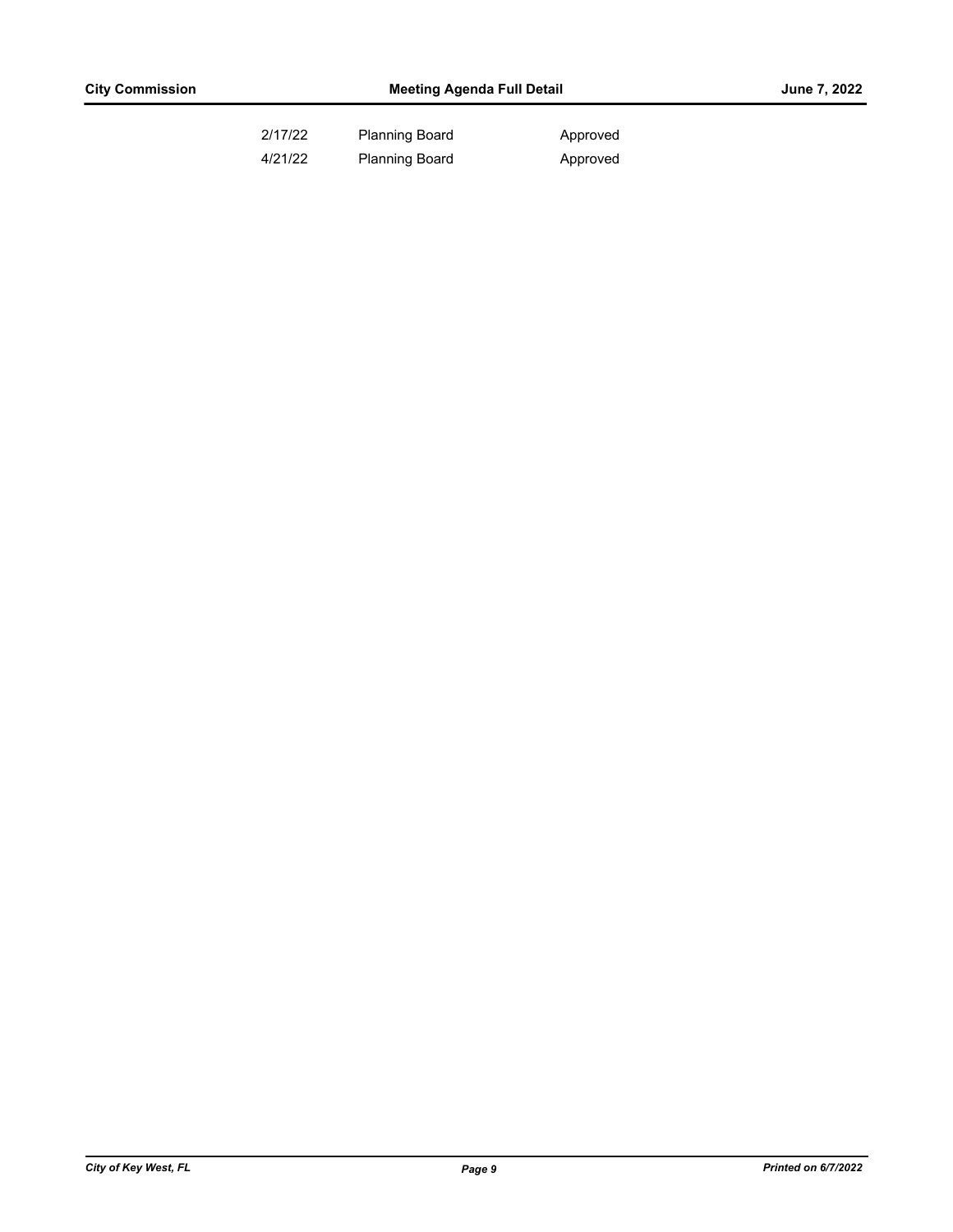| | | |
|---|---|---|
| 2/17/22 | Planning Board | Approved |
| 4/21/22 | Planning Board | Approved |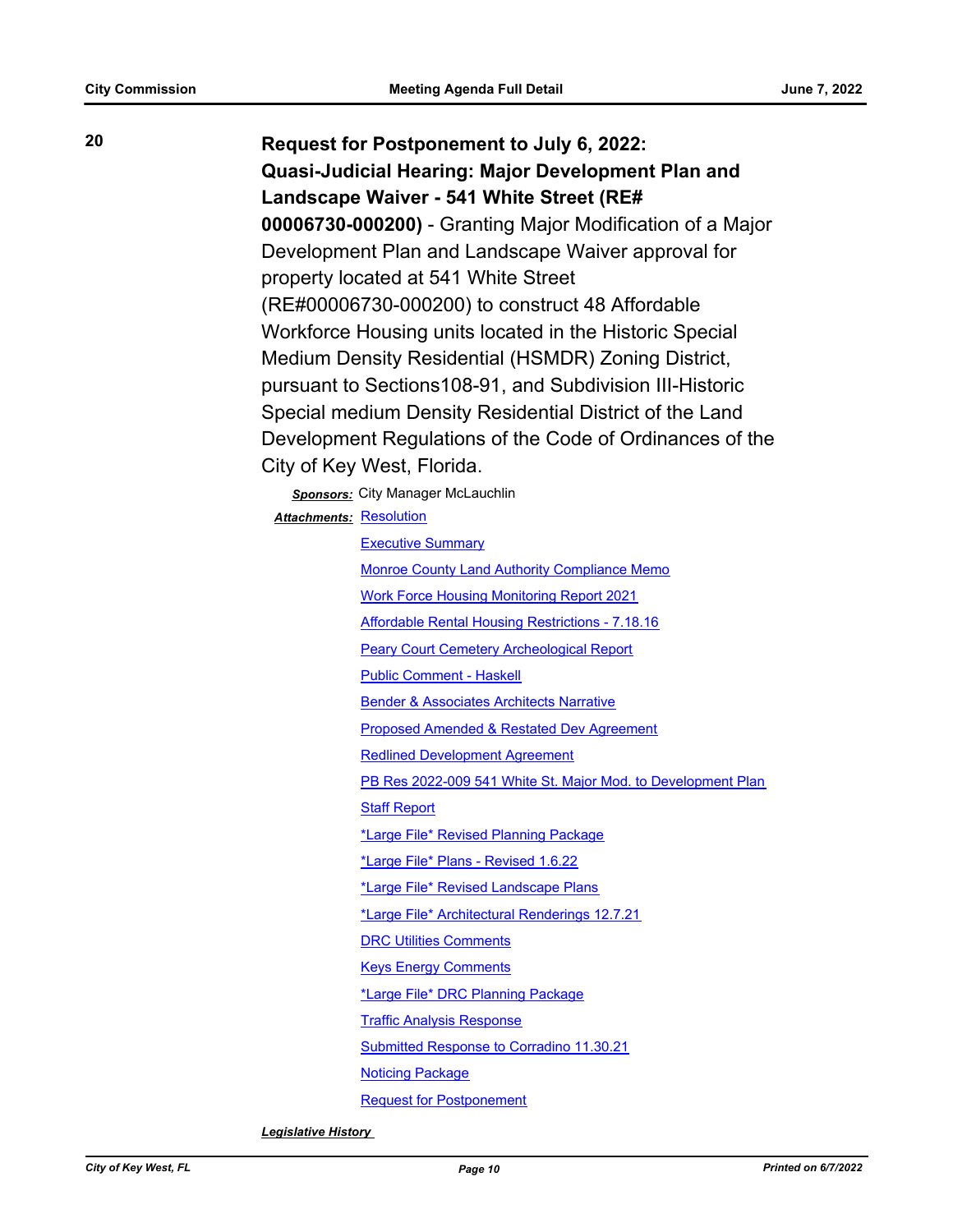**20** **Request for Postponement to July 6, 2022: Quasi-Judicial Hearing: Major Development Plan and Landscape Waiver - 541 White Street (RE# 00006730-000200)** - Granting Major Modification of a Major Development Plan and Landscape Waiver approval for property located at 541 White Street (RE#00006730-000200) to construct 48 Affordable Workforce Housing units located in the Historic Special Medium Density Residential (HSMDR) Zoning District, pursuant to Sections108-91, and Subdivision III-Historic Special medium Density Residential District of the Land Development Regulations of the Code of Ordinances of the City of Key West, Florida.

***Sponsors:*** City Manager McLauchlin

***Attachments:***
- Resolution
- Executive Summary
- Monroe County Land Authority Compliance Memo
- Work Force Housing Monitoring Report 2021
- Affordable Rental Housing Restrictions - 7.18.16
- Peary Court Cemetery Archeological Report
- Public Comment - Haskell
- Bender & Associates Architects Narrative
- Proposed Amended & Restated Dev Agreement
- Redlined Development Agreement
- PB Res 2022-009 541 White St. Major Mod. to Development Plan
- Staff Report
- *Large File* Revised Planning Package
- *Large File* Plans - Revised 1.6.22
- *Large File* Revised Landscape Plans
- *Large File* Architectural Renderings 12.7.21
- DRC Utilities Comments
- Keys Energy Comments
- *Large File* DRC Planning Package
- Traffic Analysis Response
- Submitted Response to Corradino 11.30.21
- Noticing Package
- Request for Postponement

***Legislative History***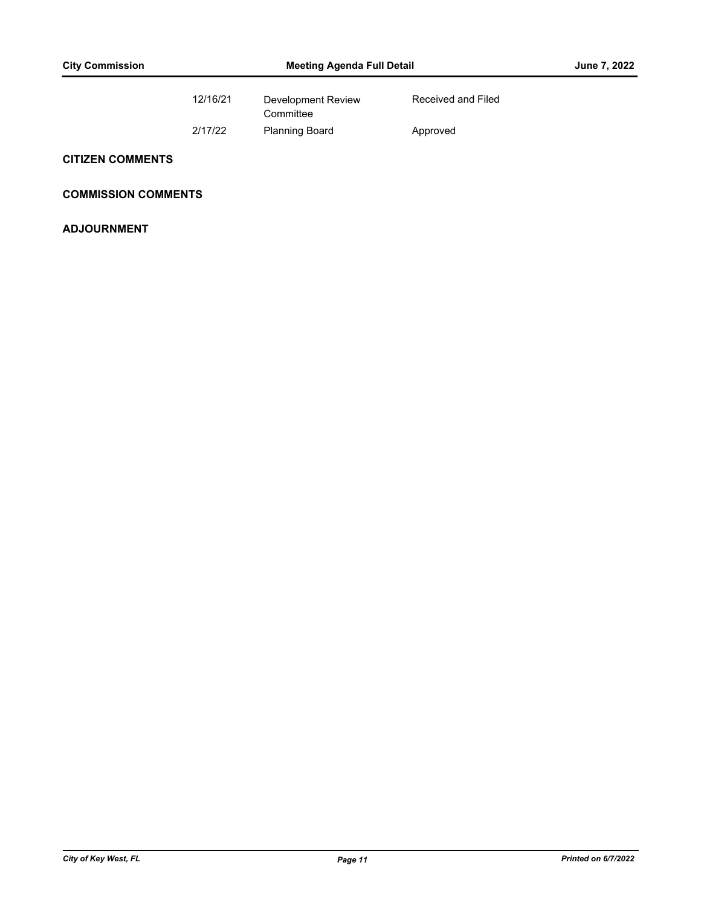| | | |
|---|---|---|
| 12/16/21 | Development Review Committee | Received and Filed |
| 2/17/22 | Planning Board | Approved |

## CITIZEN COMMENTS

## COMMISSION COMMENTS

## ADJOURNMENT